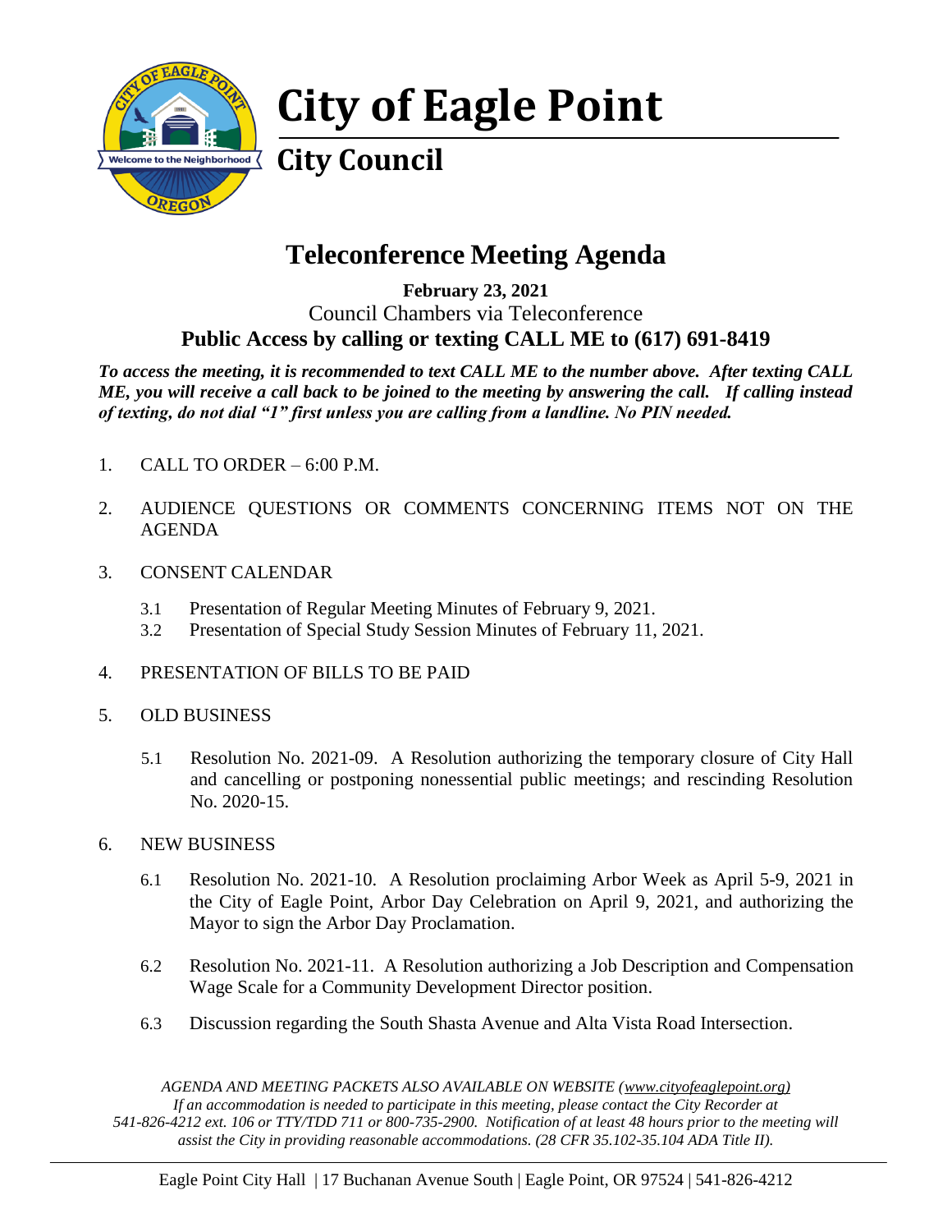# City of Eagle Point

## City Council

# Teleconference Meeting Agenda

**February 23, 2021**

Council Chambers via Teleconference

**Public Access by calling or texting CALL ME to (617) 691-8419**

***To access the meeting, it is recommended to text CALL ME to the number above. After texting CALL ME, you will receive a call back to be joined to the meeting by answering the call. If calling instead of texting, do not dial "1" first unless you are calling from a landline. No PIN needed.***

1. CALL TO ORDER – 6:00 P.M.

2. AUDIENCE QUESTIONS OR COMMENTS CONCERNING ITEMS NOT ON THE AGENDA

3. CONSENT CALENDAR

   3.1 Presentation of Regular Meeting Minutes of February 9, 2021.
   
   3.2 Presentation of Special Study Session Minutes of February 11, 2021.

4. PRESENTATION OF BILLS TO BE PAID

5. OLD BUSINESS

   5.1 Resolution No. 2021-09. A Resolution authorizing the temporary closure of City Hall and cancelling or postponing nonessential public meetings; and rescinding Resolution No. 2020-15.

6. NEW BUSINESS

   6.1 Resolution No. 2021-10. A Resolution proclaiming Arbor Week as April 5-9, 2021 in the City of Eagle Point, Arbor Day Celebration on April 9, 2021, and authorizing the Mayor to sign the Arbor Day Proclamation.

   6.2 Resolution No. 2021-11. A Resolution authorizing a Job Description and Compensation Wage Scale for a Community Development Director position.

   6.3 Discussion regarding the South Shasta Avenue and Alta Vista Road Intersection.

*AGENDA AND MEETING PACKETS ALSO AVAILABLE ON WEBSITE (www.cityofeaglepoint.org)*
*If an accommodation is needed to participate in this meeting, please contact the City Recorder at 541-826-4212 ext. 106 or TTY/TDD 711 or 800-735-2900. Notification of at least 48 hours prior to the meeting will assist the City in providing reasonable accommodations. (28 CFR 35.102-35.104 ADA Title II).*

Eagle Point City Hall | 17 Buchanan Avenue South | Eagle Point, OR 97524 | 541-826-4212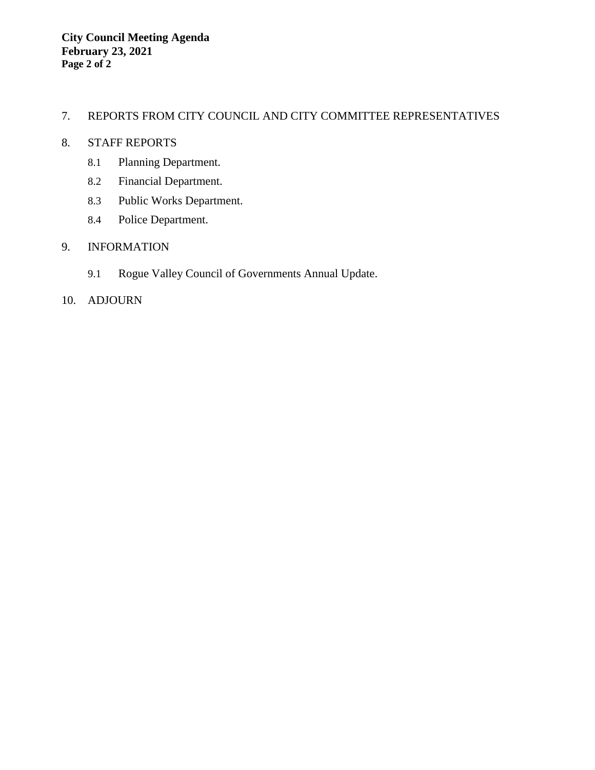7. REPORTS FROM CITY COUNCIL AND CITY COMMITTEE REPRESENTATIVES

8. STAFF REPORTS

   8.1 Planning Department.

   8.2 Financial Department.

   8.3 Public Works Department.

   8.4 Police Department.

9. INFORMATION

   9.1 Rogue Valley Council of Governments Annual Update.

10. ADJOURN